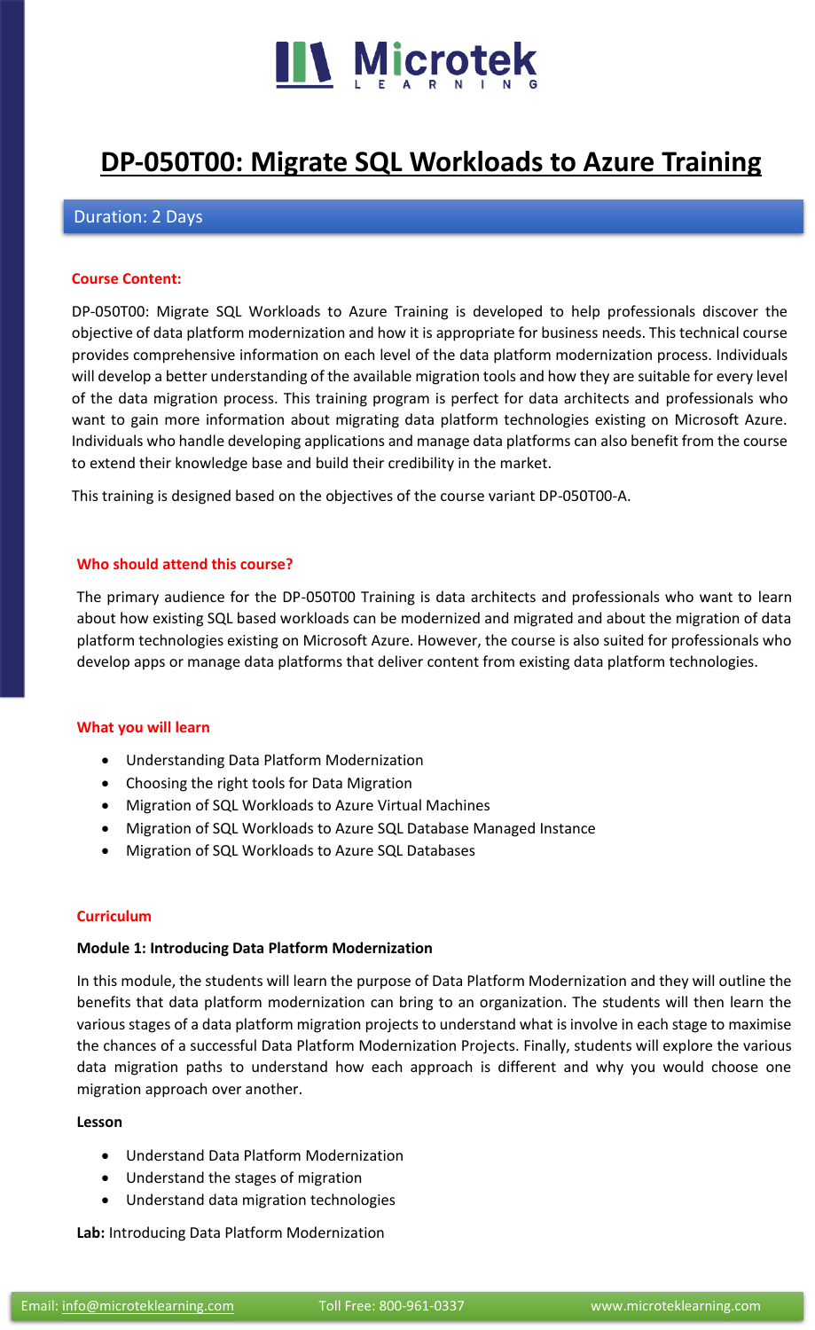# DP-050T00: Migrate SQL Workloads to Azure Training

Duration: 2 Days

**Course Content:**

DP-050T00: Migrate SQL Workloads to Azure Training is developed to help professionals discover the objective of data platform modernization and how it is appropriate for business needs. This technical course provides comprehensive information on each level of the data platform modernization process. Individuals will develop a better understanding of the available migration tools and how they are suitable for every level of the data migration process. This training program is perfect for data architects and professionals who want to gain more information about migrating data platform technologies existing on Microsoft Azure. Individuals who handle developing applications and manage data platforms can also benefit from the course to extend their knowledge base and build their credibility in the market.

This training is designed based on the objectives of the course variant DP-050T00-A.

**Who should attend this course?**

The primary audience for the DP-050T00 Training is data architects and professionals who want to learn about how existing SQL based workloads can be modernized and migrated and about the migration of data platform technologies existing on Microsoft Azure. However, the course is also suited for professionals who develop apps or manage data platforms that deliver content from existing data platform technologies.

**What you will learn**

- Understanding Data Platform Modernization
- Choosing the right tools for Data Migration
- Migration of SQL Workloads to Azure Virtual Machines
- Migration of SQL Workloads to Azure SQL Database Managed Instance
- Migration of SQL Workloads to Azure SQL Databases

**Curriculum**

**Module 1: Introducing Data Platform Modernization**

In this module, the students will learn the purpose of Data Platform Modernization and they will outline the benefits that data platform modernization can bring to an organization. The students will then learn the various stages of a data platform migration projects to understand what is involve in each stage to maximise the chances of a successful Data Platform Modernization Projects. Finally, students will explore the various data migration paths to understand how each approach is different and why you would choose one migration approach over another.

**Lesson**

- Understand Data Platform Modernization
- Understand the stages of migration
- Understand data migration technologies

**Lab:** Introducing Data Platform Modernization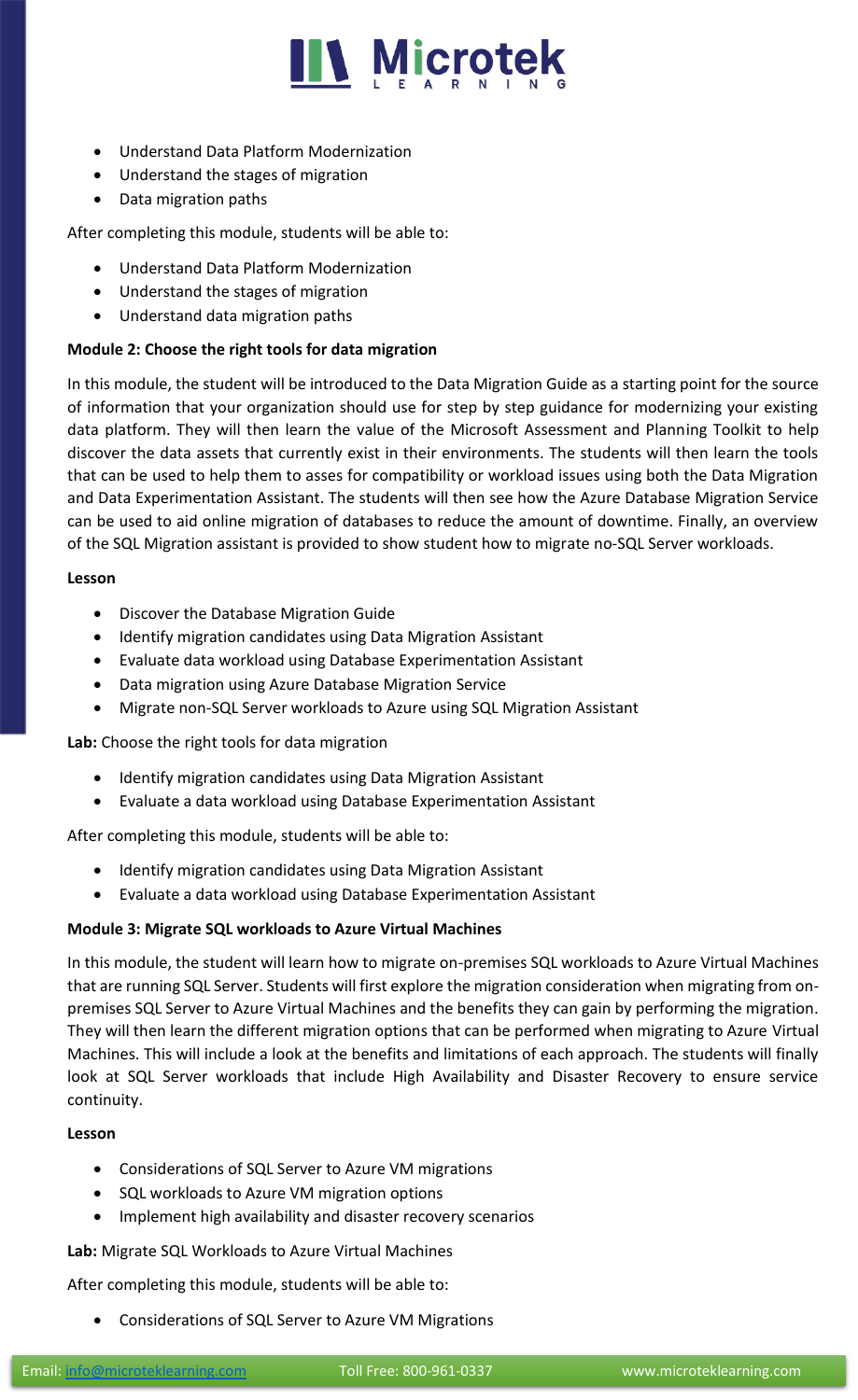- Understand Data Platform Modernization
- Understand the stages of migration
- Data migration paths

After completing this module, students will be able to:

- Understand Data Platform Modernization
- Understand the stages of migration
- Understand data migration paths

**Module 2: Choose the right tools for data migration**

In this module, the student will be introduced to the Data Migration Guide as a starting point for the source of information that your organization should use for step by step guidance for modernizing your existing data platform. They will then learn the value of the Microsoft Assessment and Planning Toolkit to help discover the data assets that currently exist in their environments. The students will then learn the tools that can be used to help them to asses for compatibility or workload issues using both the Data Migration and Data Experimentation Assistant. The students will then see how the Azure Database Migration Service can be used to aid online migration of databases to reduce the amount of downtime. Finally, an overview of the SQL Migration assistant is provided to show student how to migrate no-SQL Server workloads.

**Lesson**

- Discover the Database Migration Guide
- Identify migration candidates using Data Migration Assistant
- Evaluate data workload using Database Experimentation Assistant
- Data migration using Azure Database Migration Service
- Migrate non-SQL Server workloads to Azure using SQL Migration Assistant

**Lab:** Choose the right tools for data migration

- Identify migration candidates using Data Migration Assistant
- Evaluate a data workload using Database Experimentation Assistant

After completing this module, students will be able to:

- Identify migration candidates using Data Migration Assistant
- Evaluate a data workload using Database Experimentation Assistant

**Module 3: Migrate SQL workloads to Azure Virtual Machines**

In this module, the student will learn how to migrate on-premises SQL workloads to Azure Virtual Machines that are running SQL Server. Students will first explore the migration consideration when migrating from on-premises SQL Server to Azure Virtual Machines and the benefits they can gain by performing the migration. They will then learn the different migration options that can be performed when migrating to Azure Virtual Machines. This will include a look at the benefits and limitations of each approach. The students will finally look at SQL Server workloads that include High Availability and Disaster Recovery to ensure service continuity.

**Lesson**

- Considerations of SQL Server to Azure VM migrations
- SQL workloads to Azure VM migration options
- Implement high availability and disaster recovery scenarios

**Lab:** Migrate SQL Workloads to Azure Virtual Machines

After completing this module, students will be able to:

- Considerations of SQL Server to Azure VM Migrations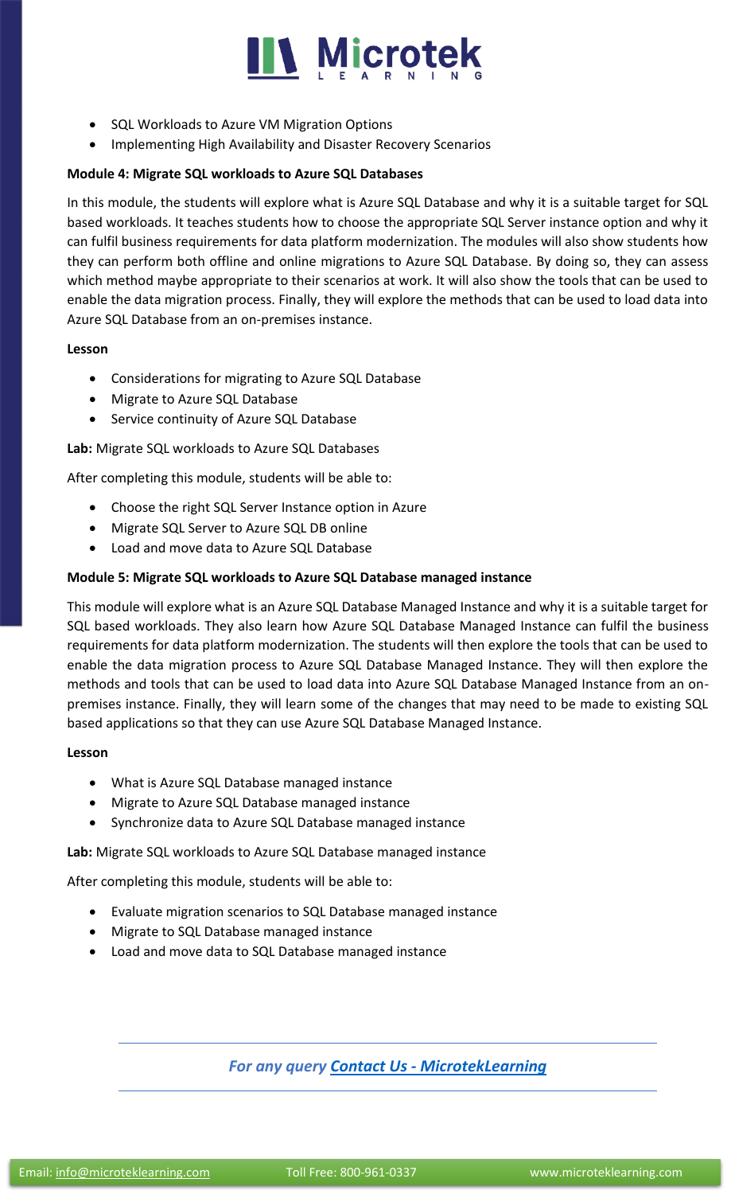- SQL Workloads to Azure VM Migration Options
- Implementing High Availability and Disaster Recovery Scenarios

**Module 4: Migrate SQL workloads to Azure SQL Databases**

In this module, the students will explore what is Azure SQL Database and why it is a suitable target for SQL based workloads. It teaches students how to choose the appropriate SQL Server instance option and why it can fulfil business requirements for data platform modernization. The modules will also show students how they can perform both offline and online migrations to Azure SQL Database. By doing so, they can assess which method maybe appropriate to their scenarios at work. It will also show the tools that can be used to enable the data migration process. Finally, they will explore the methods that can be used to load data into Azure SQL Database from an on-premises instance.

**Lesson**

- Considerations for migrating to Azure SQL Database
- Migrate to Azure SQL Database
- Service continuity of Azure SQL Database

**Lab:** Migrate SQL workloads to Azure SQL Databases

After completing this module, students will be able to:

- Choose the right SQL Server Instance option in Azure
- Migrate SQL Server to Azure SQL DB online
- Load and move data to Azure SQL Database

**Module 5: Migrate SQL workloads to Azure SQL Database managed instance**

This module will explore what is an Azure SQL Database Managed Instance and why it is a suitable target for SQL based workloads. They also learn how Azure SQL Database Managed Instance can fulfil the business requirements for data platform modernization. The students will then explore the tools that can be used to enable the data migration process to Azure SQL Database Managed Instance. They will then explore the methods and tools that can be used to load data into Azure SQL Database Managed Instance from an on-premises instance. Finally, they will learn some of the changes that may need to be made to existing SQL based applications so that they can use Azure SQL Database Managed Instance.

**Lesson**

- What is Azure SQL Database managed instance
- Migrate to Azure SQL Database managed instance
- Synchronize data to Azure SQL Database managed instance

**Lab:** Migrate SQL workloads to Azure SQL Database managed instance

After completing this module, students will be able to:

- Evaluate migration scenarios to SQL Database managed instance
- Migrate to SQL Database managed instance
- Load and move data to SQL Database managed instance

*For any query **Contact Us - MicrotekLearning***